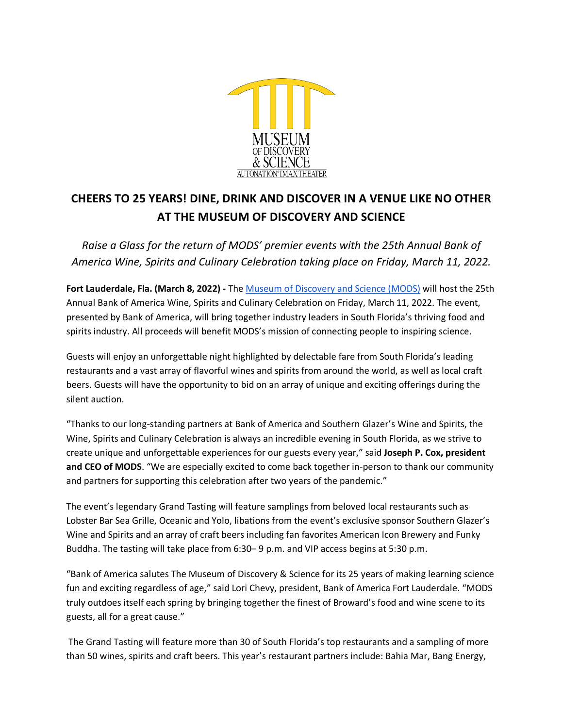# CHEERS TO 25 YEARS! DINE, DRINK AND DISCOVER IN A VENUE LIKE NO OTHER AT THE MUSEUM OF DISCOVERY AND SCIENCE

*Raise a Glass for the return of MODS' premier events with the 25th Annual Bank of America Wine, Spirits and Culinary Celebration taking place on Friday, March 11, 2022.*

**Fort Lauderdale, Fla. (March 8, 2022) -** The Museum of Discovery and Science (MODS) will host the 25th Annual Bank of America Wine, Spirits and Culinary Celebration on Friday, March 11, 2022. The event, presented by Bank of America, will bring together industry leaders in South Florida's thriving food and spirits industry. All proceeds will benefit MODS's mission of connecting people to inspiring science.

Guests will enjoy an unforgettable night highlighted by delectable fare from South Florida's leading restaurants and a vast array of flavorful wines and spirits from around the world, as well as local craft beers. Guests will have the opportunity to bid on an array of unique and exciting offerings during the silent auction.

"Thanks to our long-standing partners at Bank of America and Southern Glazer's Wine and Spirits, the Wine, Spirits and Culinary Celebration is always an incredible evening in South Florida, as we strive to create unique and unforgettable experiences for our guests every year," said **Joseph P. Cox, president and CEO of MODS**. "We are especially excited to come back together in-person to thank our community and partners for supporting this celebration after two years of the pandemic."

The event's legendary Grand Tasting will feature samplings from beloved local restaurants such as Lobster Bar Sea Grille, Oceanic and Yolo, libations from the event's exclusive sponsor Southern Glazer's Wine and Spirits and an array of craft beers including fan favorites American Icon Brewery and Funky Buddha. The tasting will take place from 6:30– 9 p.m. and VIP access begins at 5:30 p.m.

"Bank of America salutes The Museum of Discovery & Science for its 25 years of making learning science fun and exciting regardless of age," said Lori Chevy, president, Bank of America Fort Lauderdale. "MODS truly outdoes itself each spring by bringing together the finest of Broward's food and wine scene to its guests, all for a great cause."

The Grand Tasting will feature more than 30 of South Florida's top restaurants and a sampling of more than 50 wines, spirits and craft beers. This year's restaurant partners include: Bahia Mar, Bang Energy,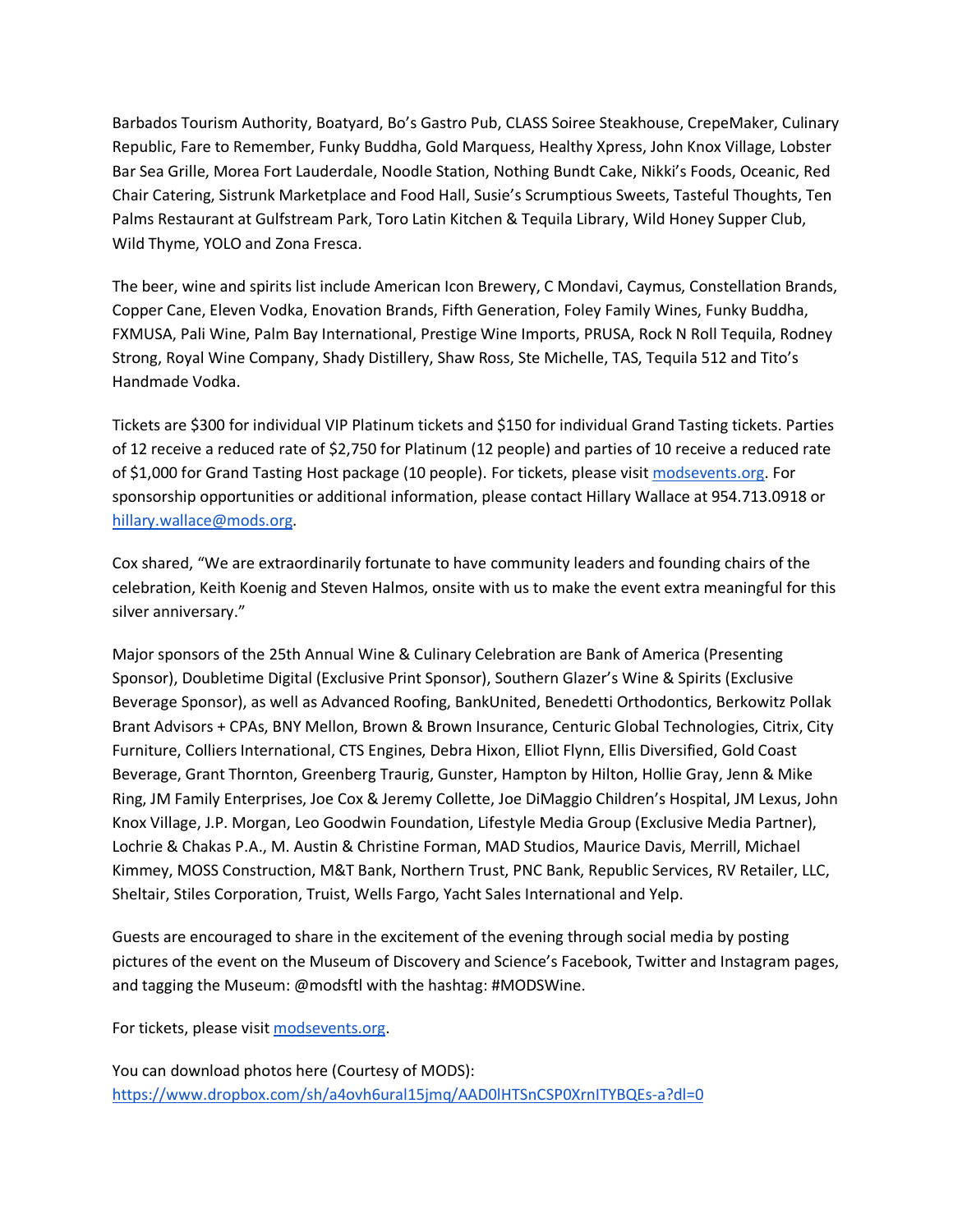Barbados Tourism Authority, Boatyard, Bo's Gastro Pub, CLASS Soiree Steakhouse, CrepeMaker, Culinary Republic, Fare to Remember, Funky Buddha, Gold Marquess, Healthy Xpress, John Knox Village, Lobster Bar Sea Grille, Morea Fort Lauderdale, Noodle Station, Nothing Bundt Cake, Nikki's Foods, Oceanic, Red Chair Catering, Sistrunk Marketplace and Food Hall, Susie's Scrumptious Sweets, Tasteful Thoughts, Ten Palms Restaurant at Gulfstream Park, Toro Latin Kitchen & Tequila Library, Wild Honey Supper Club, Wild Thyme, YOLO and Zona Fresca.

The beer, wine and spirits list include American Icon Brewery, C Mondavi, Caymus, Constellation Brands, Copper Cane, Eleven Vodka, Enovation Brands, Fifth Generation, Foley Family Wines, Funky Buddha, FXMUSA, Pali Wine, Palm Bay International, Prestige Wine Imports, PRUSA, Rock N Roll Tequila, Rodney Strong, Royal Wine Company, Shady Distillery, Shaw Ross, Ste Michelle, TAS, Tequila 512 and Tito's Handmade Vodka.

Tickets are $300 for individual VIP Platinum tickets and $150 for individual Grand Tasting tickets. Parties of 12 receive a reduced rate of $2,750 for Platinum (12 people) and parties of 10 receive a reduced rate of $1,000 for Grand Tasting Host package (10 people). For tickets, please visit [modsevents.org](modsevents.org). For sponsorship opportunities or additional information, please contact Hillary Wallace at 954.713.0918 or [hillary.wallace@mods.org](mailto:hillary.wallace@mods.org).

Cox shared, "We are extraordinarily fortunate to have community leaders and founding chairs of the celebration, Keith Koenig and Steven Halmos, onsite with us to make the event extra meaningful for this silver anniversary."

Major sponsors of the 25th Annual Wine & Culinary Celebration are Bank of America (Presenting Sponsor), Doubletime Digital (Exclusive Print Sponsor), Southern Glazer's Wine & Spirits (Exclusive Beverage Sponsor), as well as Advanced Roofing, BankUnited, Benedetti Orthodontics, Berkowitz Pollak Brant Advisors + CPAs, BNY Mellon, Brown & Brown Insurance, Centuric Global Technologies, Citrix, City Furniture, Colliers International, CTS Engines, Debra Hixon, Elliot Flynn, Ellis Diversified, Gold Coast Beverage, Grant Thornton, Greenberg Traurig, Gunster, Hampton by Hilton, Hollie Gray, Jenn & Mike Ring, JM Family Enterprises, Joe Cox & Jeremy Collette, Joe DiMaggio Children's Hospital, JM Lexus, John Knox Village, J.P. Morgan, Leo Goodwin Foundation, Lifestyle Media Group (Exclusive Media Partner), Lochrie & Chakas P.A., M. Austin & Christine Forman, MAD Studios, Maurice Davis, Merrill, Michael Kimmey, MOSS Construction, M&T Bank, Northern Trust, PNC Bank, Republic Services, RV Retailer, LLC, Sheltair, Stiles Corporation, Truist, Wells Fargo, Yacht Sales International and Yelp.

Guests are encouraged to share in the excitement of the evening through social media by posting pictures of the event on the Museum of Discovery and Science's Facebook, Twitter and Instagram pages, and tagging the Museum: @modsftl with the hashtag: #MODSWine.

For tickets, please visit [modsevents.org](modsevents.org).

You can download photos here (Courtesy of MODS):
[https://www.dropbox.com/sh/a4ovh6ural15jmq/AAD0lHTSnCSP0XrnITYBQEs-a?dl=0](https://www.dropbox.com/sh/a4ovh6ural15jmq/AAD0lHTSnCSP0XrnITYBQEs-a?dl=0)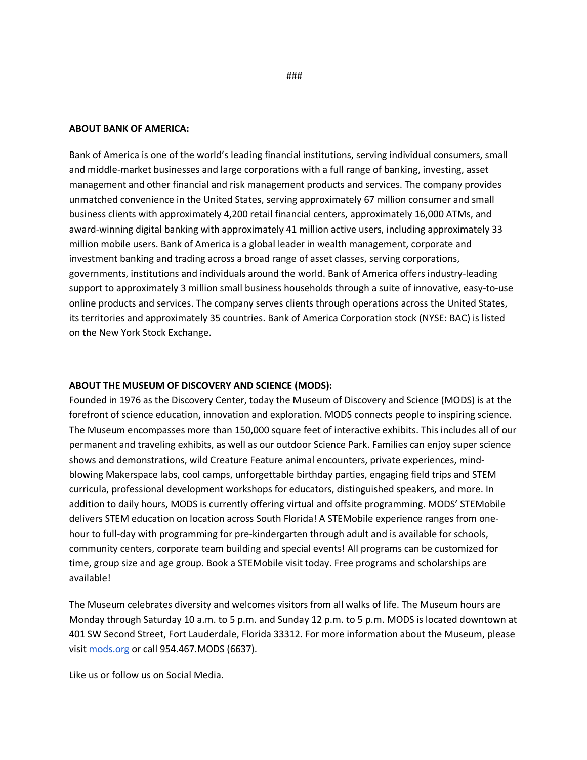###

**ABOUT BANK OF AMERICA:**

Bank of America is one of the world's leading financial institutions, serving individual consumers, small and middle-market businesses and large corporations with a full range of banking, investing, asset management and other financial and risk management products and services. The company provides unmatched convenience in the United States, serving approximately 67 million consumer and small business clients with approximately 4,200 retail financial centers, approximately 16,000 ATMs, and award-winning digital banking with approximately 41 million active users, including approximately 33 million mobile users. Bank of America is a global leader in wealth management, corporate and investment banking and trading across a broad range of asset classes, serving corporations, governments, institutions and individuals around the world. Bank of America offers industry-leading support to approximately 3 million small business households through a suite of innovative, easy-to-use online products and services. The company serves clients through operations across the United States, its territories and approximately 35 countries. Bank of America Corporation stock (NYSE: BAC) is listed on the New York Stock Exchange.

**ABOUT THE MUSEUM OF DISCOVERY AND SCIENCE (MODS):**

Founded in 1976 as the Discovery Center, today the Museum of Discovery and Science (MODS) is at the forefront of science education, innovation and exploration. MODS connects people to inspiring science. The Museum encompasses more than 150,000 square feet of interactive exhibits. This includes all of our permanent and traveling exhibits, as well as our outdoor Science Park. Families can enjoy super science shows and demonstrations, wild Creature Feature animal encounters, private experiences, mind-blowing Makerspace labs, cool camps, unforgettable birthday parties, engaging field trips and STEM curricula, professional development workshops for educators, distinguished speakers, and more. In addition to daily hours, MODS is currently offering virtual and offsite programming. MODS' STEMobile delivers STEM education on location across South Florida! A STEMobile experience ranges from one-hour to full-day with programming for pre-kindergarten through adult and is available for schools, community centers, corporate team building and special events! All programs can be customized for time, group size and age group. Book a STEMobile visit today. Free programs and scholarships are available!

The Museum celebrates diversity and welcomes visitors from all walks of life. The Museum hours are Monday through Saturday 10 a.m. to 5 p.m. and Sunday 12 p.m. to 5 p.m. MODS is located downtown at 401 SW Second Street, Fort Lauderdale, Florida 33312. For more information about the Museum, please visit [mods.org](mods.org) or call 954.467.MODS (6637).

Like us or follow us on Social Media.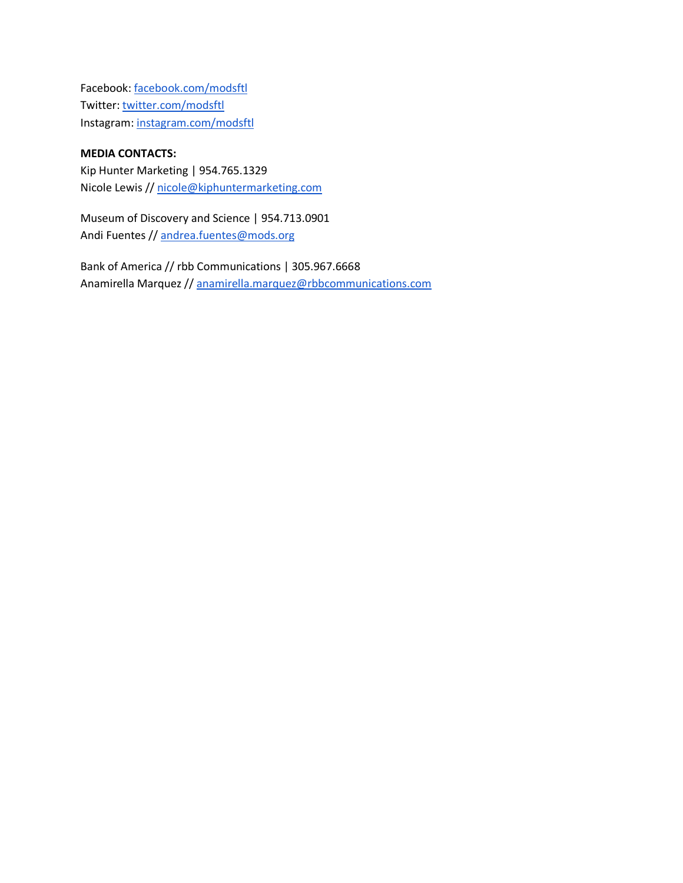Facebook: facebook.com/modsftl
Twitter: twitter.com/modsftl
Instagram: instagram.com/modsftl

**MEDIA CONTACTS:**
Kip Hunter Marketing | 954.765.1329
Nicole Lewis // nicole@kiphuntermarketing.com

Museum of Discovery and Science | 954.713.0901
Andi Fuentes // andrea.fuentes@mods.org

Bank of America // rbb Communications | 305.967.6668
Anamirella Marquez // anamirella.marquez@rbbcommunications.com